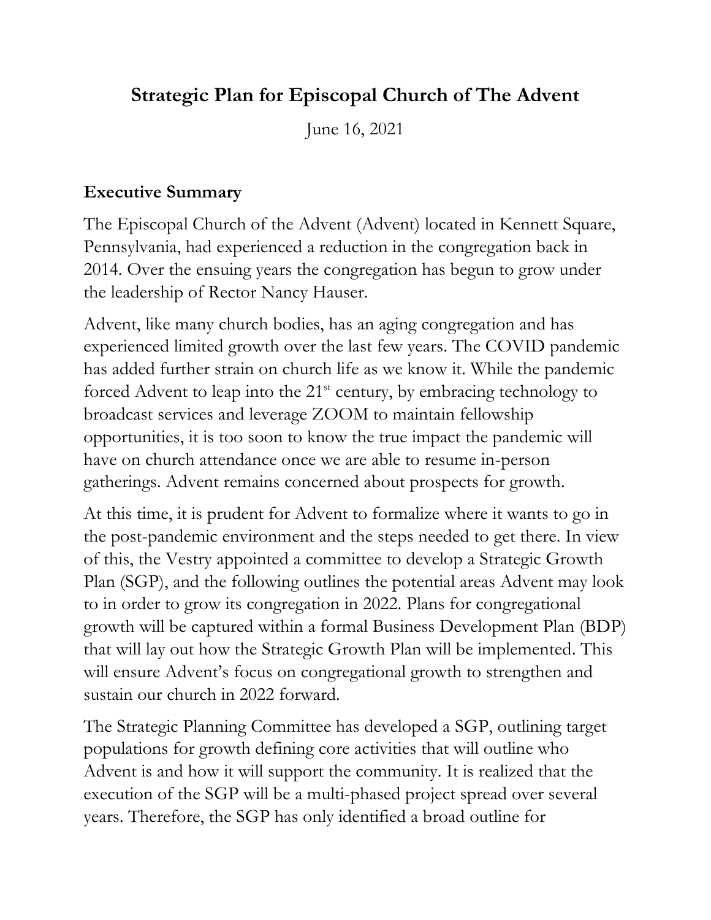# Strategic Plan for Episcopal Church of The Advent

June 16, 2021

## Executive Summary

The Episcopal Church of the Advent (Advent) located in Kennett Square, Pennsylvania, had experienced a reduction in the congregation back in 2014. Over the ensuing years the congregation has begun to grow under the leadership of Rector Nancy Hauser.

Advent, like many church bodies, has an aging congregation and has experienced limited growth over the last few years. The COVID pandemic has added further strain on church life as we know it. While the pandemic forced Advent to leap into the 21st century, by embracing technology to broadcast services and leverage ZOOM to maintain fellowship opportunities, it is too soon to know the true impact the pandemic will have on church attendance once we are able to resume in-person gatherings. Advent remains concerned about prospects for growth.

At this time, it is prudent for Advent to formalize where it wants to go in the post-pandemic environment and the steps needed to get there. In view of this, the Vestry appointed a committee to develop a Strategic Growth Plan (SGP), and the following outlines the potential areas Advent may look to in order to grow its congregation in 2022. Plans for congregational growth will be captured within a formal Business Development Plan (BDP) that will lay out how the Strategic Growth Plan will be implemented. This will ensure Advent's focus on congregational growth to strengthen and sustain our church in 2022 forward.

The Strategic Planning Committee has developed a SGP, outlining target populations for growth defining core activities that will outline who Advent is and how it will support the community. It is realized that the execution of the SGP will be a multi-phased project spread over several years. Therefore, the SGP has only identified a broad outline for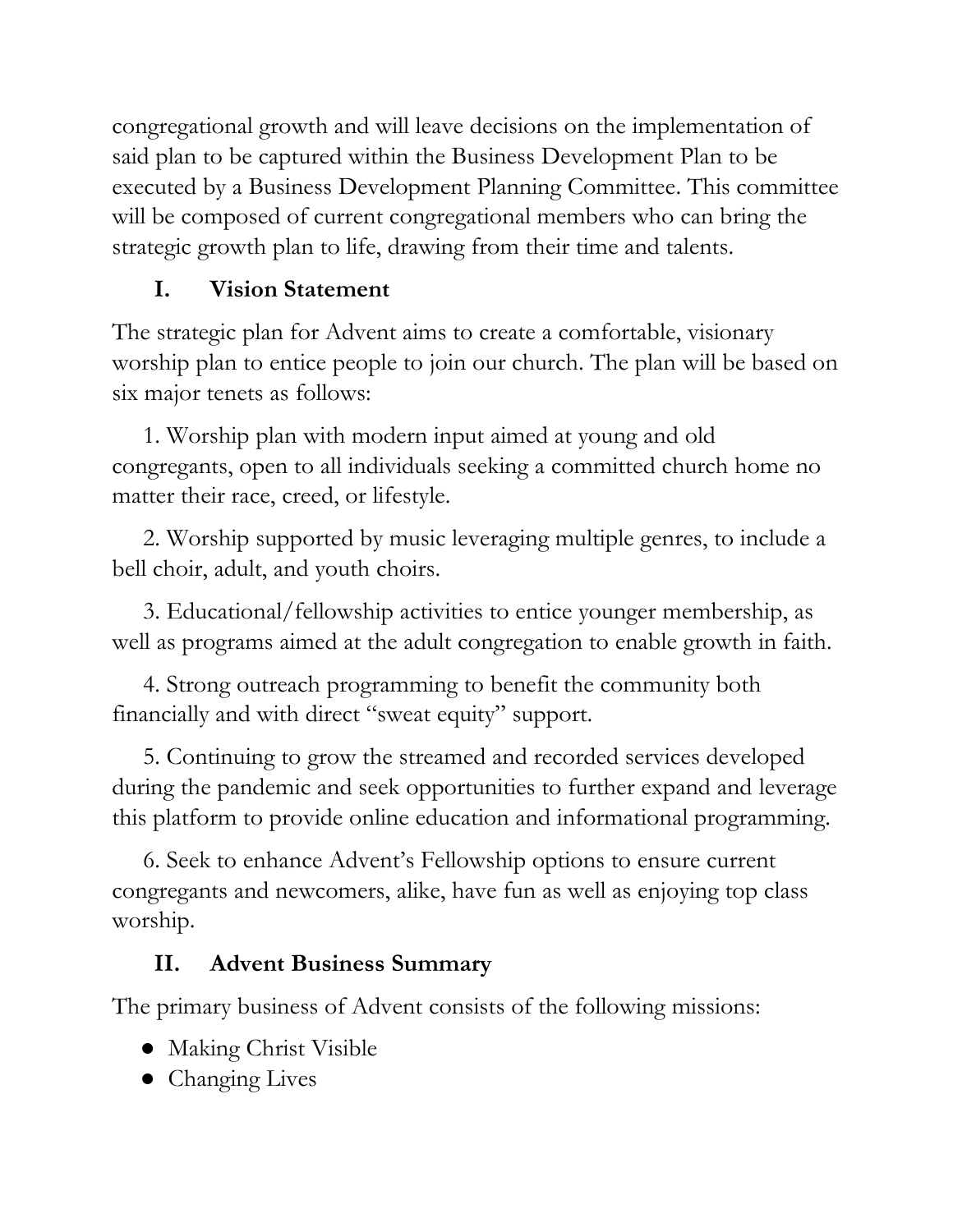congregational growth and will leave decisions on the implementation of said plan to be captured within the Business Development Plan to be executed by a Business Development Planning Committee. This committee will be composed of current congregational members who can bring the strategic growth plan to life, drawing from their time and talents.

## I. Vision Statement

The strategic plan for Advent aims to create a comfortable, visionary worship plan to entice people to join our church. The plan will be based on six major tenets as follows:

1. Worship plan with modern input aimed at young and old congregants, open to all individuals seeking a committed church home no matter their race, creed, or lifestyle.

2. Worship supported by music leveraging multiple genres, to include a bell choir, adult, and youth choirs.

3. Educational/fellowship activities to entice younger membership, as well as programs aimed at the adult congregation to enable growth in faith.

4. Strong outreach programming to benefit the community both financially and with direct "sweat equity" support.

5. Continuing to grow the streamed and recorded services developed during the pandemic and seek opportunities to further expand and leverage this platform to provide online education and informational programming.

6. Seek to enhance Advent's Fellowship options to ensure current congregants and newcomers, alike, have fun as well as enjoying top class worship.

## II. Advent Business Summary

The primary business of Advent consists of the following missions:

- Making Christ Visible
- Changing Lives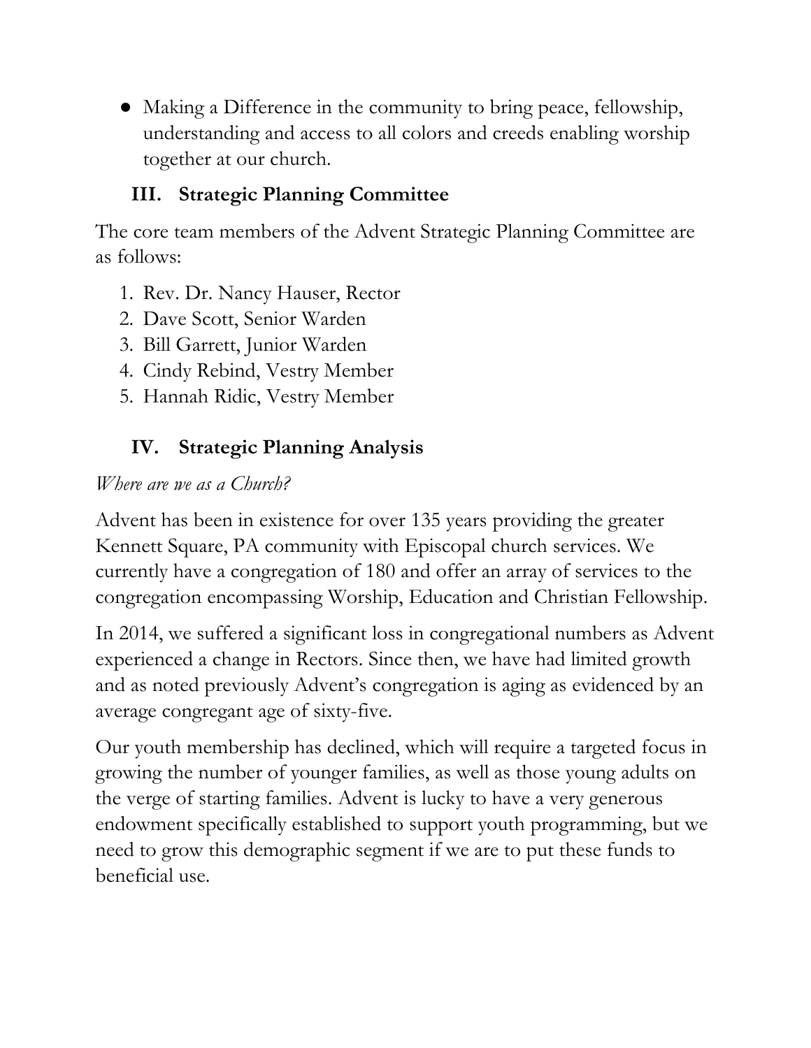- Making a Difference in the community to bring peace, fellowship, understanding and access to all colors and creeds enabling worship together at our church.

## III. Strategic Planning Committee

The core team members of the Advent Strategic Planning Committee are as follows:

1. Rev. Dr. Nancy Hauser, Rector
2. Dave Scott, Senior Warden
3. Bill Garrett, Junior Warden
4. Cindy Rebind, Vestry Member
5. Hannah Ridic, Vestry Member

## IV. Strategic Planning Analysis

*Where are we as a Church?*

Advent has been in existence for over 135 years providing the greater Kennett Square, PA community with Episcopal church services. We currently have a congregation of 180 and offer an array of services to the congregation encompassing Worship, Education and Christian Fellowship.

In 2014, we suffered a significant loss in congregational numbers as Advent experienced a change in Rectors. Since then, we have had limited growth and as noted previously Advent's congregation is aging as evidenced by an average congregant age of sixty-five.

Our youth membership has declined, which will require a targeted focus in growing the number of younger families, as well as those young adults on the verge of starting families. Advent is lucky to have a very generous endowment specifically established to support youth programming, but we need to grow this demographic segment if we are to put these funds to beneficial use.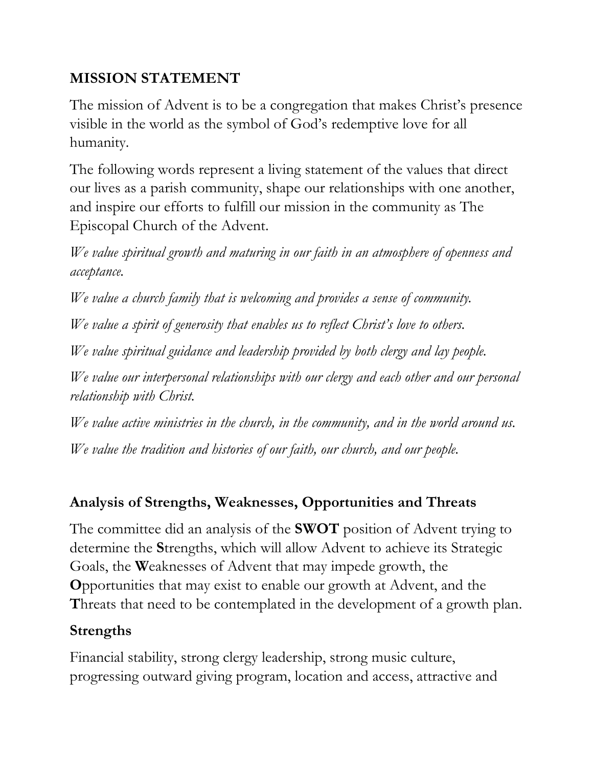## MISSION STATEMENT

The mission of Advent is to be a congregation that makes Christ's presence visible in the world as the symbol of God's redemptive love for all humanity.

The following words represent a living statement of the values that direct our lives as a parish community, shape our relationships with one another, and inspire our efforts to fulfill our mission in the community as The Episcopal Church of the Advent.

*We value spiritual growth and maturing in our faith in an atmosphere of openness and acceptance.*

*We value a church family that is welcoming and provides a sense of community.*

*We value a spirit of generosity that enables us to reflect Christ's love to others.*

*We value spiritual guidance and leadership provided by both clergy and lay people.*

*We value our interpersonal relationships with our clergy and each other and our personal relationship with Christ.*

*We value active ministries in the church, in the community, and in the world around us.*

*We value the tradition and histories of our faith, our church, and our people.*

### Analysis of Strengths, Weaknesses, Opportunities and Threats

The committee did an analysis of the **SWOT** position of Advent trying to determine the **S**trengths, which will allow Advent to achieve its Strategic Goals, the **W**eaknesses of Advent that may impede growth, the **O**pportunities that may exist to enable our growth at Advent, and the **T**hreats that need to be contemplated in the development of a growth plan.

### Strengths

Financial stability, strong clergy leadership, strong music culture, progressing outward giving program, location and access, attractive and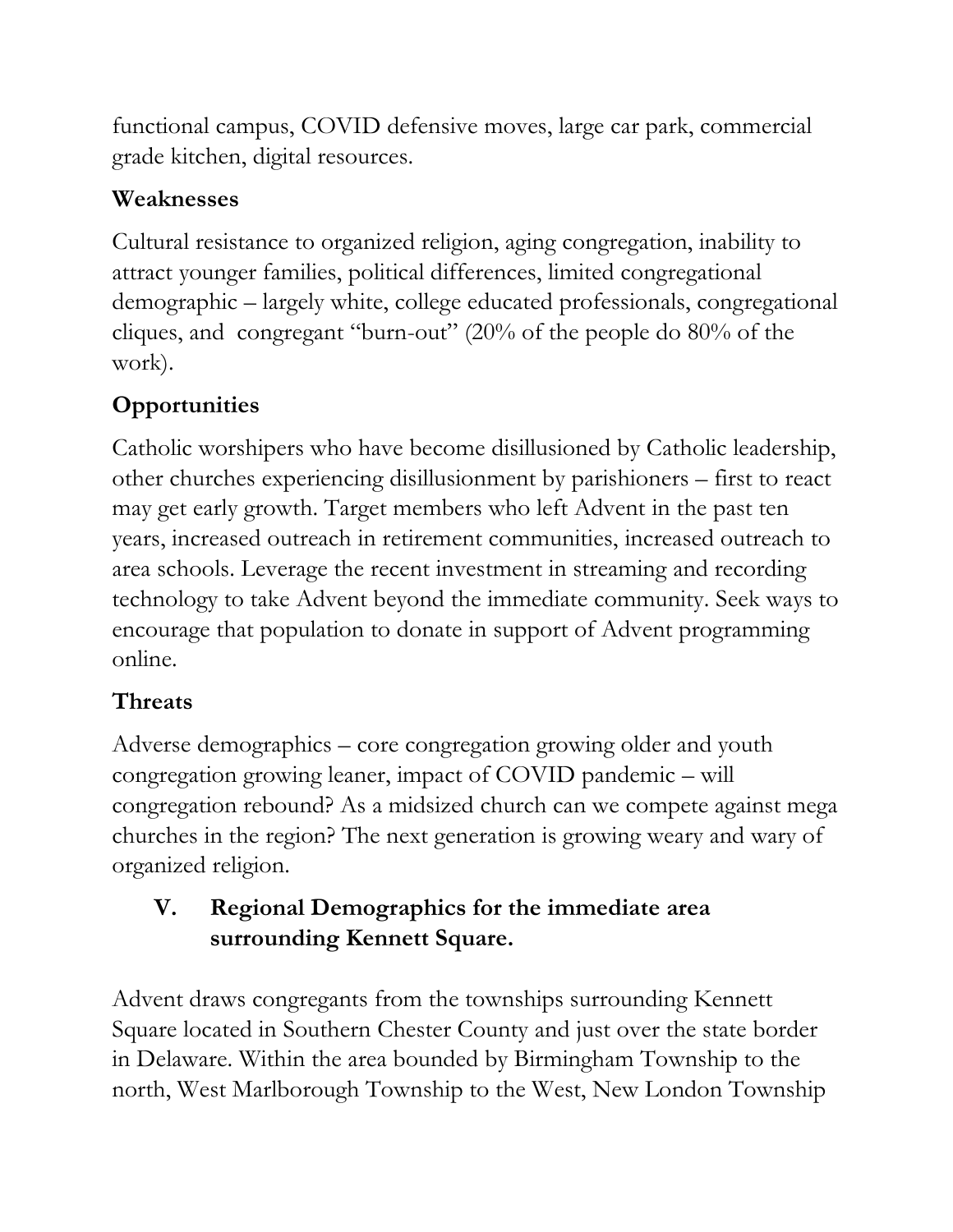functional campus, COVID defensive moves, large car park, commercial grade kitchen, digital resources.

### Weaknesses

Cultural resistance to organized religion, aging congregation, inability to attract younger families, political differences, limited congregational demographic – largely white, college educated professionals, congregational cliques, and congregant "burn-out" (20% of the people do 80% of the work).

### Opportunities

Catholic worshipers who have become disillusioned by Catholic leadership, other churches experiencing disillusionment by parishioners – first to react may get early growth. Target members who left Advent in the past ten years, increased outreach in retirement communities, increased outreach to area schools. Leverage the recent investment in streaming and recording technology to take Advent beyond the immediate community. Seek ways to encourage that population to donate in support of Advent programming online.

### Threats

Adverse demographics – core congregation growing older and youth congregation growing leaner, impact of COVID pandemic – will congregation rebound? As a midsized church can we compete against mega churches in the region? The next generation is growing weary and wary of organized religion.

## V. Regional Demographics for the immediate area surrounding Kennett Square.

Advent draws congregants from the townships surrounding Kennett Square located in Southern Chester County and just over the state border in Delaware. Within the area bounded by Birmingham Township to the north, West Marlborough Township to the West, New London Township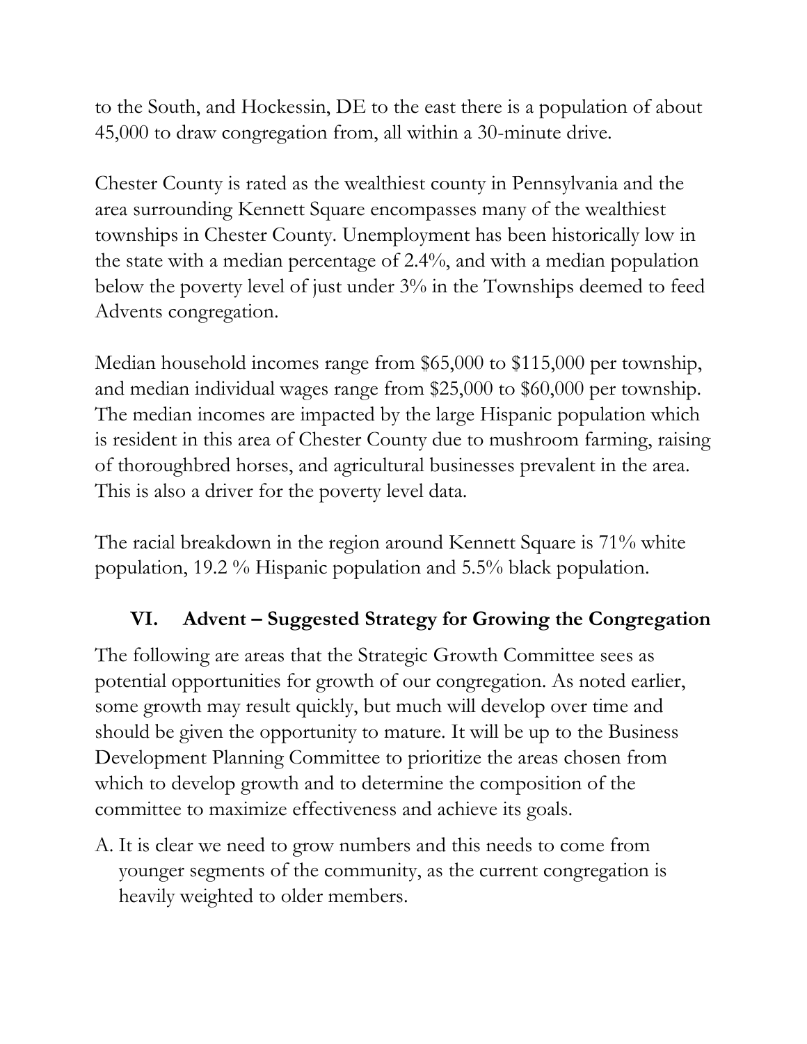to the South, and Hockessin, DE to the east there is a population of about 45,000 to draw congregation from, all within a 30-minute drive.

Chester County is rated as the wealthiest county in Pennsylvania and the area surrounding Kennett Square encompasses many of the wealthiest townships in Chester County. Unemployment has been historically low in the state with a median percentage of 2.4%, and with a median population below the poverty level of just under 3% in the Townships deemed to feed Advents congregation.

Median household incomes range from $65,000 to $115,000 per township, and median individual wages range from $25,000 to $60,000 per township. The median incomes are impacted by the large Hispanic population which is resident in this area of Chester County due to mushroom farming, raising of thoroughbred horses, and agricultural businesses prevalent in the area. This is also a driver for the poverty level data.

The racial breakdown in the region around Kennett Square is 71% white population, 19.2 % Hispanic population and 5.5% black population.

## VI. Advent – Suggested Strategy for Growing the Congregation

The following are areas that the Strategic Growth Committee sees as potential opportunities for growth of our congregation. As noted earlier, some growth may result quickly, but much will develop over time and should be given the opportunity to mature. It will be up to the Business Development Planning Committee to prioritize the areas chosen from which to develop growth and to determine the composition of the committee to maximize effectiveness and achieve its goals.

A. It is clear we need to grow numbers and this needs to come from younger segments of the community, as the current congregation is heavily weighted to older members.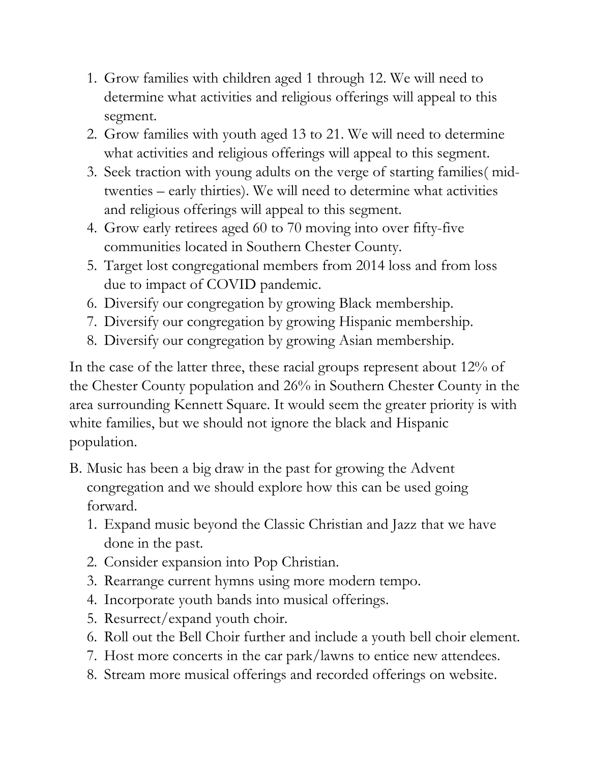1. Grow families with children aged 1 through 12. We will need to determine what activities and religious offerings will appeal to this segment.
2. Grow families with youth aged 13 to 21. We will need to determine what activities and religious offerings will appeal to this segment.
3. Seek traction with young adults on the verge of starting families( mid-twenties – early thirties). We will need to determine what activities and religious offerings will appeal to this segment.
4. Grow early retirees aged 60 to 70 moving into over fifty-five communities located in Southern Chester County.
5. Target lost congregational members from 2014 loss and from loss due to impact of COVID pandemic.
6. Diversify our congregation by growing Black membership.
7. Diversify our congregation by growing Hispanic membership.
8. Diversify our congregation by growing Asian membership.

In the case of the latter three, these racial groups represent about 12% of the Chester County population and 26% in Southern Chester County in the area surrounding Kennett Square. It would seem the greater priority is with white families, but we should not ignore the black and Hispanic population.

B. Music has been a big draw in the past for growing the Advent congregation and we should explore how this can be used going forward.
   1. Expand music beyond the Classic Christian and Jazz that we have done in the past.
   2. Consider expansion into Pop Christian.
   3. Rearrange current hymns using more modern tempo.
   4. Incorporate youth bands into musical offerings.
   5. Resurrect/expand youth choir.
   6. Roll out the Bell Choir further and include a youth bell choir element.
   7. Host more concerts in the car park/lawns to entice new attendees.
   8. Stream more musical offerings and recorded offerings on website.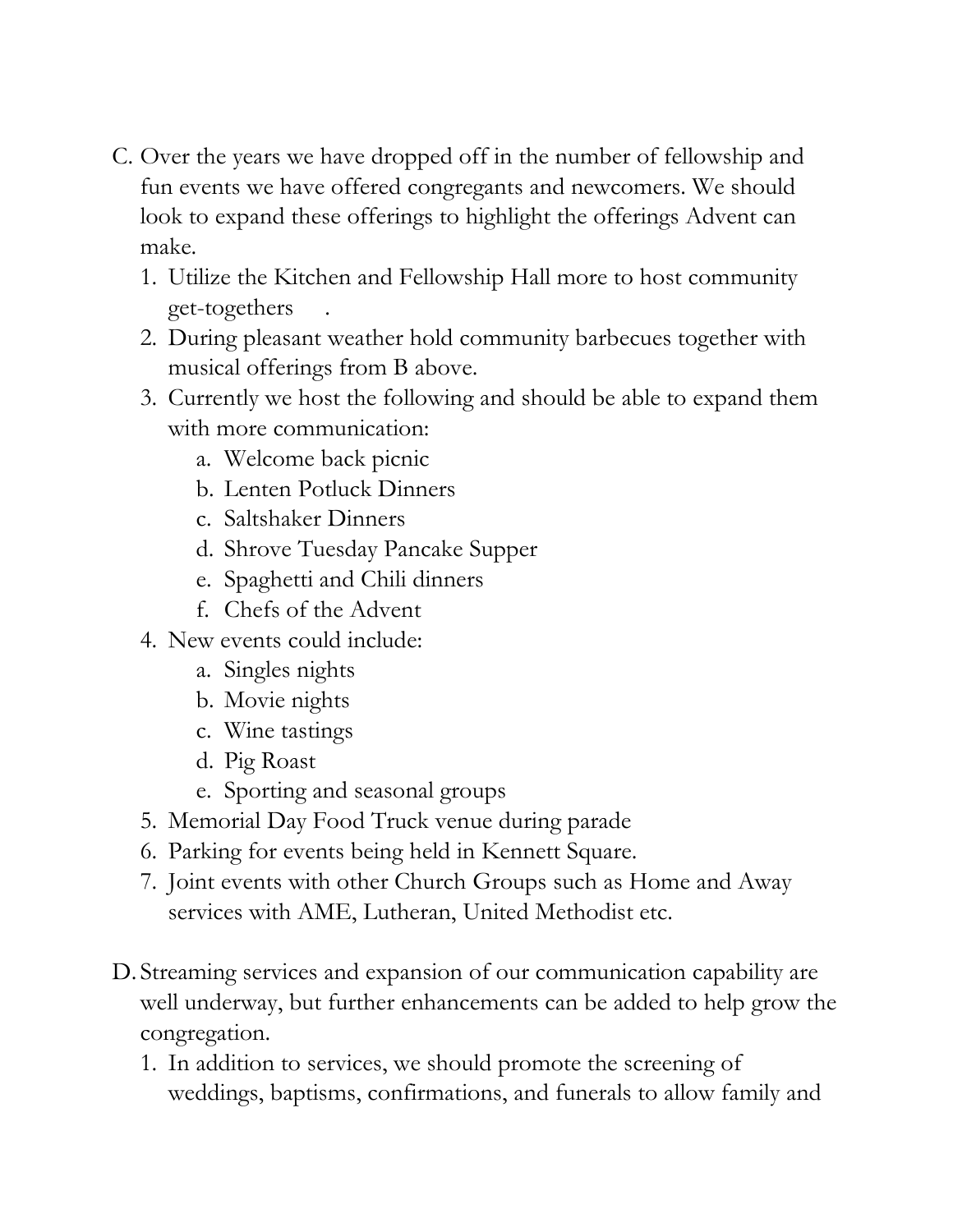C. Over the years we have dropped off in the number of fellowship and fun events we have offered congregants and newcomers. We should look to expand these offerings to highlight the offerings Advent can make.

   1. Utilize the Kitchen and Fellowship Hall more to host community get-togethers .
   2. During pleasant weather hold community barbecues together with musical offerings from B above.
   3. Currently we host the following and should be able to expand them with more communication:
      a. Welcome back picnic
      b. Lenten Potluck Dinners
      c. Saltshaker Dinners
      d. Shrove Tuesday Pancake Supper
      e. Spaghetti and Chili dinners
      f. Chefs of the Advent
   4. New events could include:
      a. Singles nights
      b. Movie nights
      c. Wine tastings
      d. Pig Roast
      e. Sporting and seasonal groups
   5. Memorial Day Food Truck venue during parade
   6. Parking for events being held in Kennett Square.
   7. Joint events with other Church Groups such as Home and Away services with AME, Lutheran, United Methodist etc.

D. Streaming services and expansion of our communication capability are well underway, but further enhancements can be added to help grow the congregation.

   1. In addition to services, we should promote the screening of weddings, baptisms, confirmations, and funerals to allow family and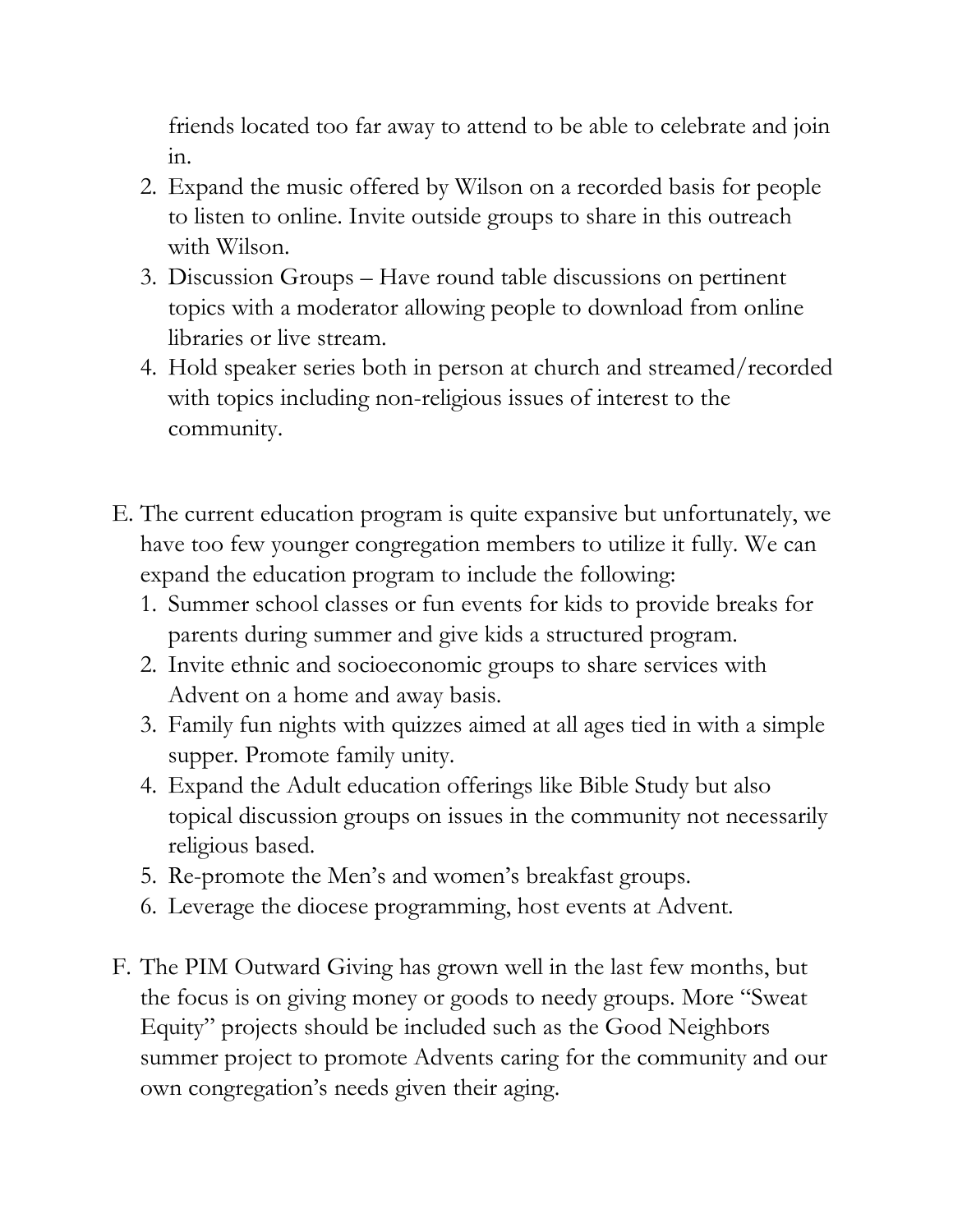friends located too far away to attend to be able to celebrate and join in.

2. Expand the music offered by Wilson on a recorded basis for people to listen to online. Invite outside groups to share in this outreach with Wilson.
3. Discussion Groups – Have round table discussions on pertinent topics with a moderator allowing people to download from online libraries or live stream.
4. Hold speaker series both in person at church and streamed/recorded with topics including non-religious issues of interest to the community.

E. The current education program is quite expansive but unfortunately, we have too few younger congregation members to utilize it fully. We can expand the education program to include the following:

1. Summer school classes or fun events for kids to provide breaks for parents during summer and give kids a structured program.
2. Invite ethnic and socioeconomic groups to share services with Advent on a home and away basis.
3. Family fun nights with quizzes aimed at all ages tied in with a simple supper. Promote family unity.
4. Expand the Adult education offerings like Bible Study but also topical discussion groups on issues in the community not necessarily religious based.
5. Re-promote the Men's and women's breakfast groups.
6. Leverage the diocese programming, host events at Advent.

F. The PIM Outward Giving has grown well in the last few months, but the focus is on giving money or goods to needy groups. More "Sweat Equity" projects should be included such as the Good Neighbors summer project to promote Advents caring for the community and our own congregation's needs given their aging.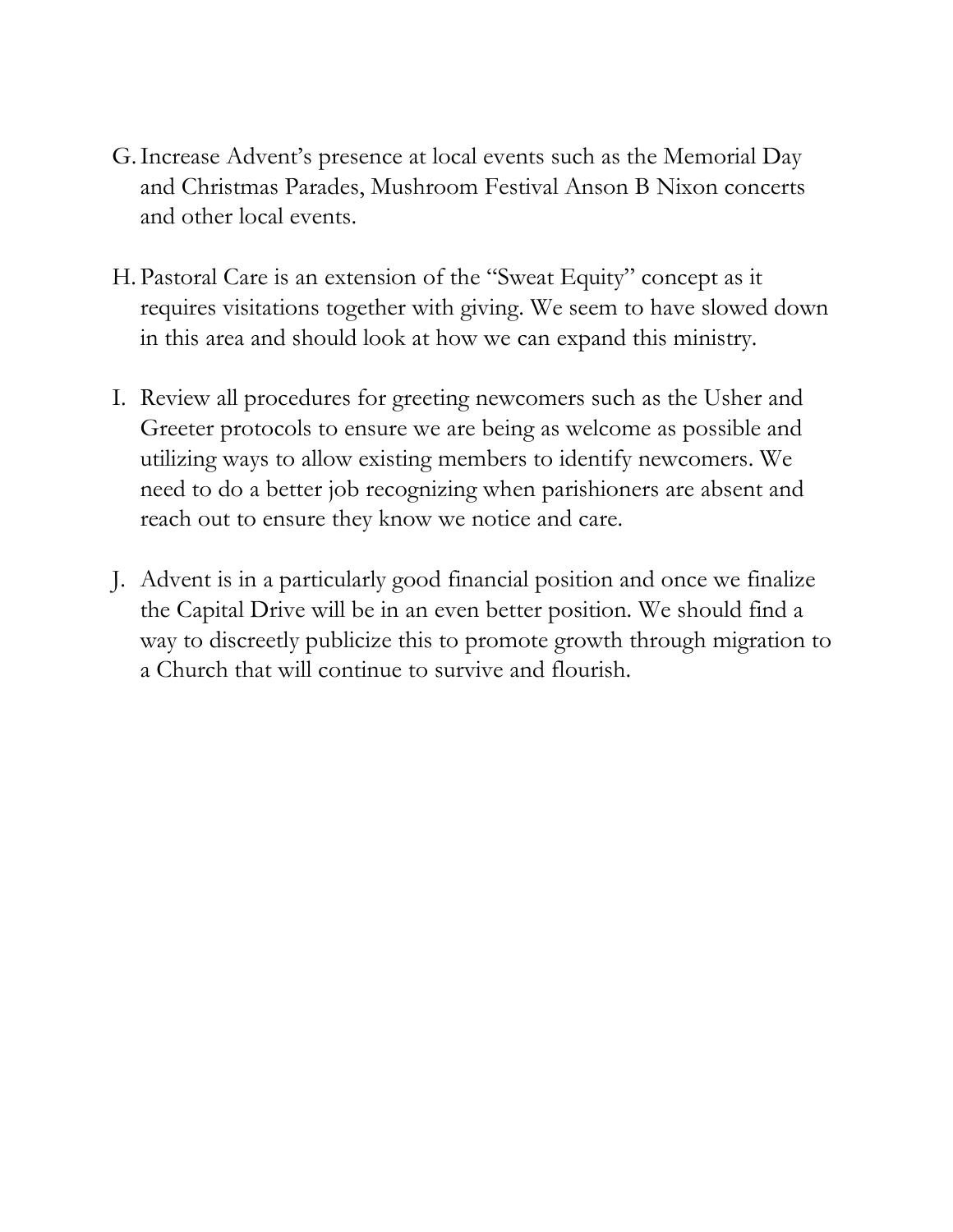G. Increase Advent's presence at local events such as the Memorial Day and Christmas Parades, Mushroom Festival Anson B Nixon concerts and other local events.

H. Pastoral Care is an extension of the "Sweat Equity" concept as it requires visitations together with giving. We seem to have slowed down in this area and should look at how we can expand this ministry.

I. Review all procedures for greeting newcomers such as the Usher and Greeter protocols to ensure we are being as welcome as possible and utilizing ways to allow existing members to identify newcomers. We need to do a better job recognizing when parishioners are absent and reach out to ensure they know we notice and care.

J. Advent is in a particularly good financial position and once we finalize the Capital Drive will be in an even better position. We should find a way to discreetly publicize this to promote growth through migration to a Church that will continue to survive and flourish.